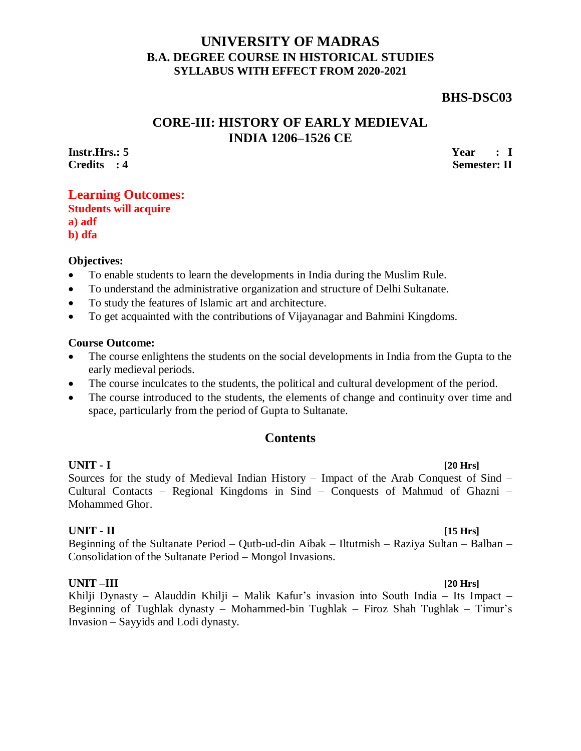# UNIVERSITY OF MADRAS
## B.A. DEGREE COURSE IN HISTORICAL STUDIES
### SYLLABUS WITH EFFECT FROM 2020-2021

**BHS-DSC03**

## CORE-III: HISTORY OF EARLY MEDIEVAL INDIA 1206–1526 CE

**Instr.Hrs.: 5** | **Year : I**
**Credits : 4** | **Semester: II**

**Learning Outcomes:**
**Students will acquire**
**a) adf**
**b) dfa**

**Objectives:**

- To enable students to learn the developments in India during the Muslim Rule.
- To understand the administrative organization and structure of Delhi Sultanate.
- To study the features of Islamic art and architecture.
- To get acquainted with the contributions of Vijayanagar and Bahmini Kingdoms.

**Course Outcome:**

- The course enlightens the students on the social developments in India from the Gupta to the early medieval periods.
- The course inculcates to the students, the political and cultural development of the period.
- The course introduced to the students, the elements of change and continuity over time and space, particularly from the period of Gupta to Sultanate.

## Contents

**UNIT - I** **[20 Hrs]**
Sources for the study of Medieval Indian History – Impact of the Arab Conquest of Sind – Cultural Contacts – Regional Kingdoms in Sind – Conquests of Mahmud of Ghazni – Mohammed Ghor.

**UNIT - II** **[15 Hrs]**
Beginning of the Sultanate Period – Qutb-ud-din Aibak – Iltutmish – Raziya Sultan – Balban – Consolidation of the Sultanate Period – Mongol Invasions.

**UNIT –III** **[20 Hrs]**
Khilji Dynasty – Alauddin Khilji – Malik Kafur's invasion into South India – Its Impact – Beginning of Tughlak dynasty – Mohammed-bin Tughlak – Firoz Shah Tughlak – Timur's Invasion – Sayyids and Lodi dynasty.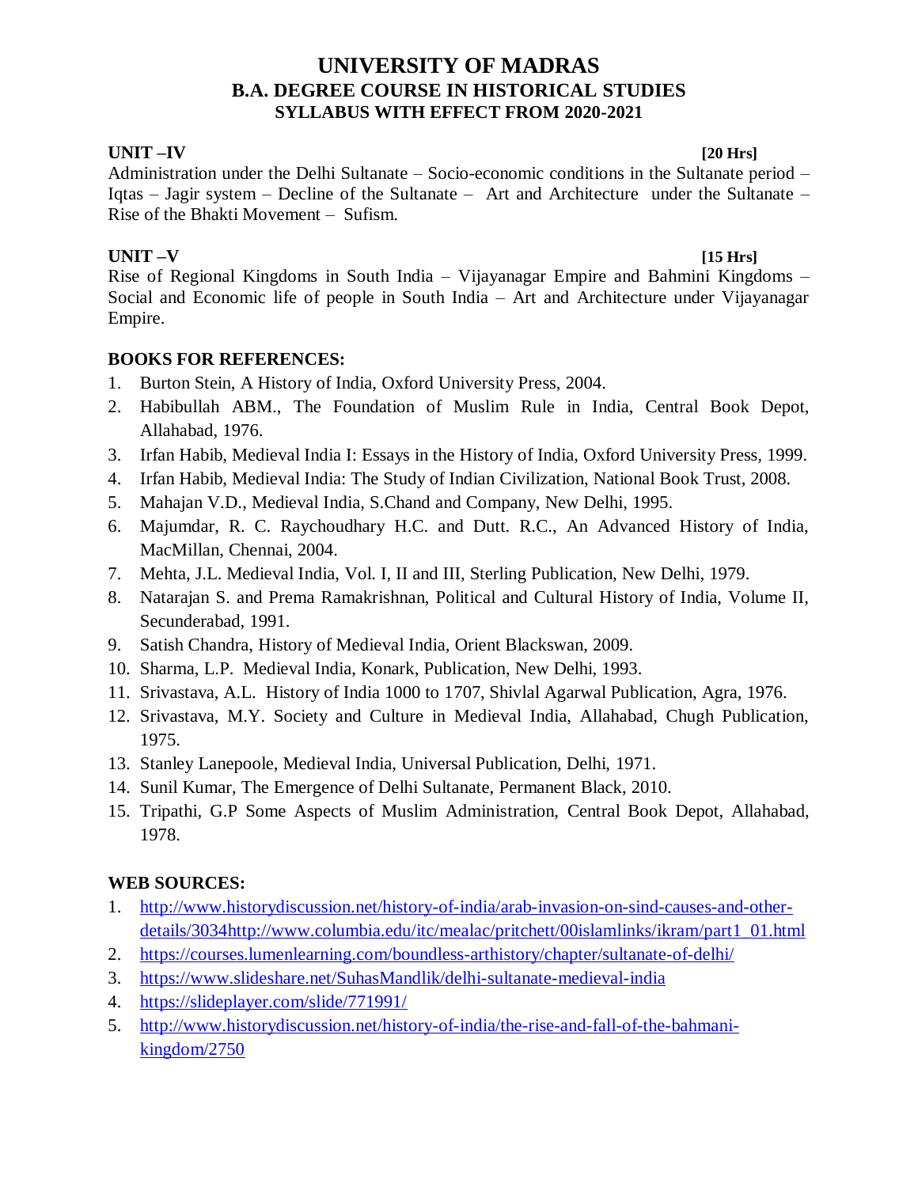# UNIVERSITY OF MADRAS
## B.A. DEGREE COURSE IN HISTORICAL STUDIES
### SYLLABUS WITH EFFECT FROM 2020-2021

**UNIT –IV** **[20 Hrs]**

Administration under the Delhi Sultanate – Socio-economic conditions in the Sultanate period – Iqtas – Jagir system – Decline of the Sultanate – Art and Architecture under the Sultanate – Rise of the Bhakti Movement – Sufism.

**UNIT –V** **[15 Hrs]**

Rise of Regional Kingdoms in South India – Vijayanagar Empire and Bahmini Kingdoms – Social and Economic life of people in South India – Art and Architecture under Vijayanagar Empire.

**BOOKS FOR REFERENCES:**

1. Burton Stein, A History of India, Oxford University Press, 2004.
2. Habibullah ABM., The Foundation of Muslim Rule in India, Central Book Depot, Allahabad, 1976.
3. Irfan Habib, Medieval India I: Essays in the History of India, Oxford University Press, 1999.
4. Irfan Habib, Medieval India: The Study of Indian Civilization, National Book Trust, 2008.
5. Mahajan V.D., Medieval India, S.Chand and Company, New Delhi, 1995.
6. Majumdar, R. C. Raychoudhary H.C. and Dutt. R.C., An Advanced History of India, MacMillan, Chennai, 2004.
7. Mehta, J.L. Medieval India, Vol. I, II and III, Sterling Publication, New Delhi, 1979.
8. Natarajan S. and Prema Ramakrishnan, Political and Cultural History of India, Volume II, Secunderabad, 1991.
9. Satish Chandra, History of Medieval India, Orient Blackswan, 2009.
10. Sharma, L.P. Medieval India, Konark, Publication, New Delhi, 1993.
11. Srivastava, A.L. History of India 1000 to 1707, Shivlal Agarwal Publication, Agra, 1976.
12. Srivastava, M.Y. Society and Culture in Medieval India, Allahabad, Chugh Publication, 1975.
13. Stanley Lanepoole, Medieval India, Universal Publication, Delhi, 1971.
14. Sunil Kumar, The Emergence of Delhi Sultanate, Permanent Black, 2010.
15. Tripathi, G.P Some Aspects of Muslim Administration, Central Book Depot, Allahabad, 1978.

**WEB SOURCES:**

1. http://www.historydiscussion.net/history-of-india/arab-invasion-on-sind-causes-and-other-details/3034http://www.columbia.edu/itc/mealac/pritchett/00islamlinks/ikram/part1_01.html
2. https://courses.lumenlearning.com/boundless-arthistory/chapter/sultanate-of-delhi/
3. https://www.slideshare.net/SuhasMandlik/delhi-sultanate-medieval-india
4. https://slideplayer.com/slide/771991/
5. http://www.historydiscussion.net/history-of-india/the-rise-and-fall-of-the-bahmani-kingdom/2750